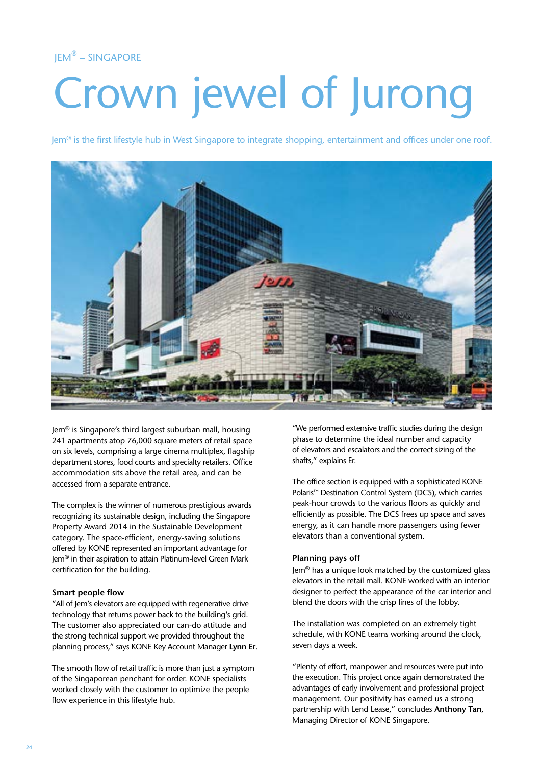JEM® – SINGAPORE

# Crown jewel of Jurong

Jem® is the first lifestyle hub in West Singapore to integrate shopping, entertainment and offices under one roof.

Jem® is Singapore's third largest suburban mall, housing 241 apartments atop 76,000 square meters of retail space on six levels, comprising a large cinema multiplex, flagship department stores, food courts and specialty retailers. Office accommodation sits above the retail area, and can be accessed from a separate entrance.

The complex is the winner of numerous prestigious awards recognizing its sustainable design, including the Singapore Property Award 2014 in the Sustainable Development category. The space-efficient, energy-saving solutions offered by KONE represented an important advantage for Jem® in their aspiration to attain Platinum-level Green Mark certification for the building.

### Smart people flow

"All of Jem's elevators are equipped with regenerative drive technology that returns power back to the building's grid. The customer also appreciated our can-do attitude and the strong technical support we provided throughout the planning process," says KONE Key Account Manager **Lynn Er**.

The smooth flow of retail traffic is more than just a symptom of the Singaporean penchant for order. KONE specialists worked closely with the customer to optimize the people flow experience in this lifestyle hub.

"We performed extensive traffic studies during the design phase to determine the ideal number and capacity of elevators and escalators and the correct sizing of the shafts," explains Er.

The office section is equipped with a sophisticated KONE Polaris™ Destination Control System (DCS), which carries peak-hour crowds to the various floors as quickly and efficiently as possible. The DCS frees up space and saves energy, as it can handle more passengers using fewer elevators than a conventional system.

### Planning pays off

Jem® has a unique look matched by the customized glass elevators in the retail mall. KONE worked with an interior designer to perfect the appearance of the car interior and blend the doors with the crisp lines of the lobby.

The installation was completed on an extremely tight schedule, with KONE teams working around the clock, seven days a week.

"Plenty of effort, manpower and resources were put into the execution. This project once again demonstrated the advantages of early involvement and professional project management. Our positivity has earned us a strong partnership with Lend Lease," concludes **Anthony Tan**, Managing Director of KONE Singapore.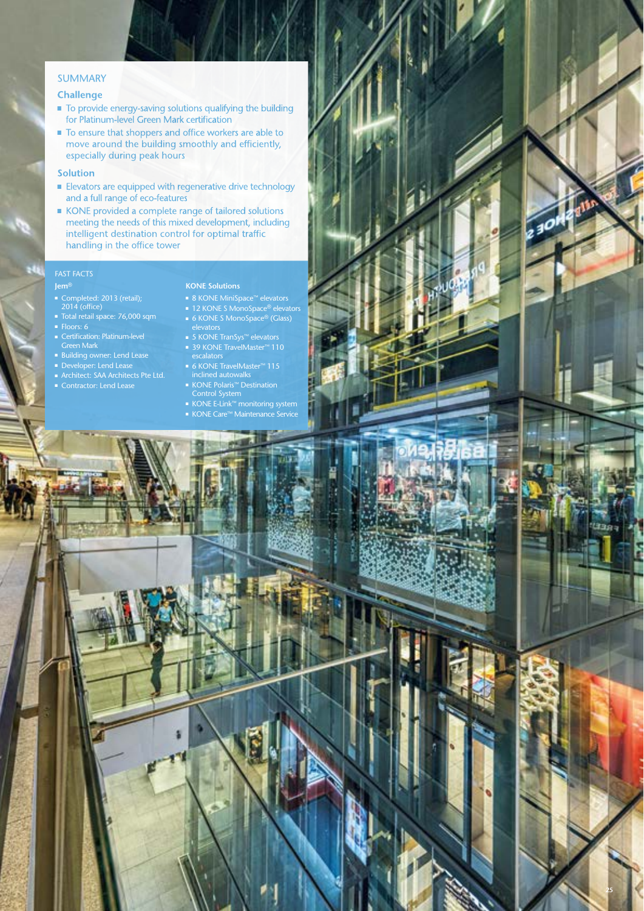## SUMMARY

### Challenge

- To provide energy-saving solutions qualifying the building for Platinum-level Green Mark certification
- To ensure that shoppers and office workers are able to move around the building smoothly and efficiently, especially during peak hours

### Solution

- Elevators are equipped with regenerative drive technology and a full range of eco-features
- KONE provided a complete range of tailored solutions meeting the needs of this mixed development, including intelligent destination control for optimal traffic handling in the office tower

## FAST FACTS

**Jem®**

- Completed: 2013 (retail); 2014 (office)
- Total retail space: 76,000 sqm
- Floors: 6
- Certification: Platinum-level Green Mark
- Building owner: Lend Lease
- Developer: Lend Lease
- Architect: SAA Architects Pte Ltd.
- Contractor: Lend Lease

**KONE Solutions**

- 8 KONE MiniSpace™ elevators
- 12 KONE S MonoSpace® elevators
- 6 KONE S MonoSpace® (Glass) elevators
- 5 KONE TranSys™ elevators
- 39 KONE TravelMaster™ 110 escalators
- 6 KONE TravelMaster™ 115 inclined autowalks
- KONE Polaris™ Destination Control System
- KONE E-Link™ monitoring system
- KONE Care™ Maintenance Service